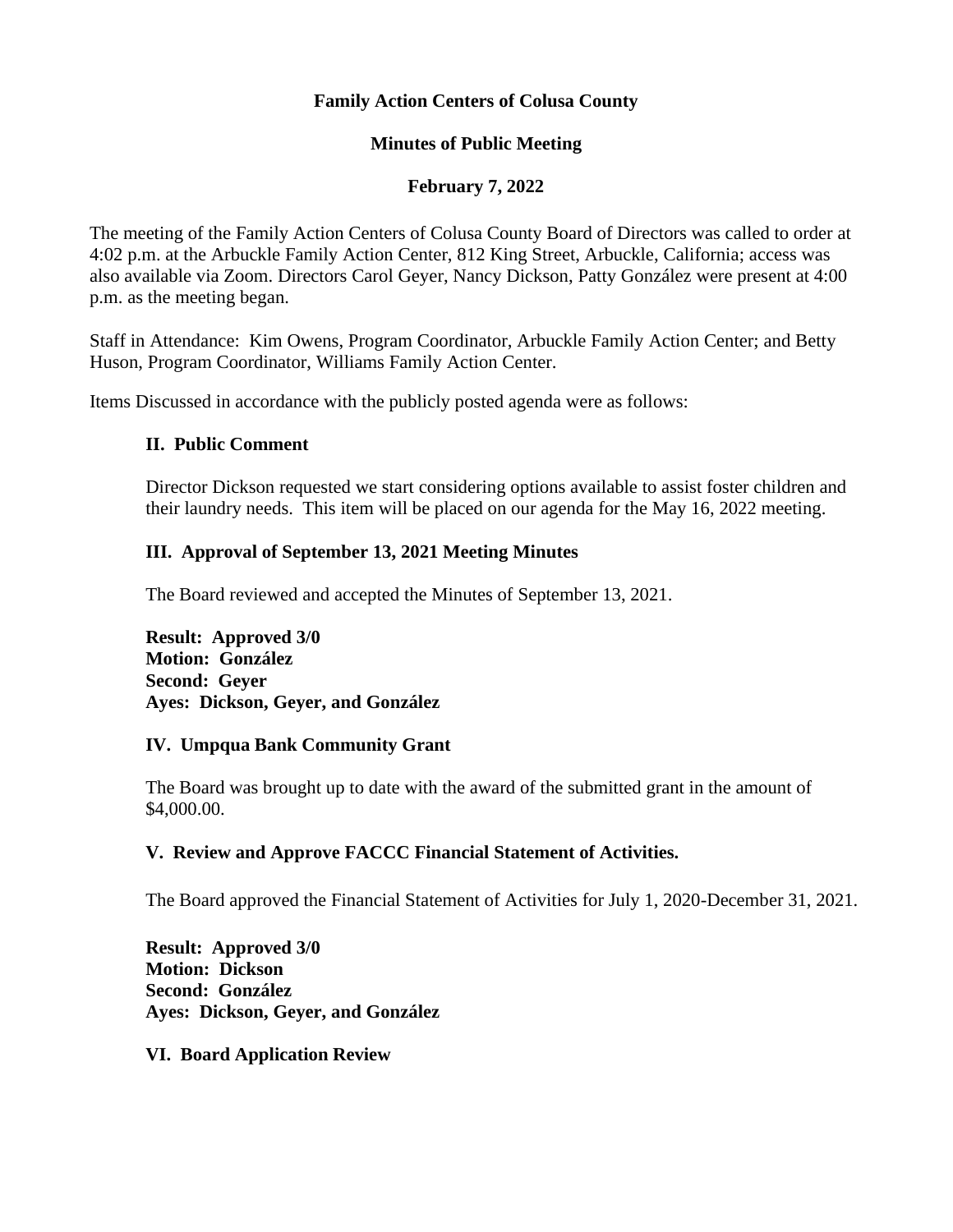**Family Action Centers of Colusa County**

**Minutes of Public Meeting**

**February 7, 2022**

The meeting of the Family Action Centers of Colusa County Board of Directors was called to order at 4:02 p.m. at the Arbuckle Family Action Center, 812 King Street, Arbuckle, California; access was also available via Zoom. Directors Carol Geyer, Nancy Dickson, Patty González were present at 4:00 p.m. as the meeting began.

Staff in Attendance: Kim Owens, Program Coordinator, Arbuckle Family Action Center; and Betty Huson, Program Coordinator, Williams Family Action Center.

Items Discussed in accordance with the publicly posted agenda were as follows:

**II. Public Comment**

Director Dickson requested we start considering options available to assist foster children and their laundry needs. This item will be placed on our agenda for the May 16, 2022 meeting.

**III. Approval of September 13, 2021 Meeting Minutes**

The Board reviewed and accepted the Minutes of September 13, 2021.

**Result: Approved 3/0**
**Motion: González**
**Second: Geyer**
**Ayes: Dickson, Geyer, and González**

**IV. Umpqua Bank Community Grant**

The Board was brought up to date with the award of the submitted grant in the amount of $4,000.00.

**V. Review and Approve FACCC Financial Statement of Activities.**

The Board approved the Financial Statement of Activities for July 1, 2020-December 31, 2021.

**Result: Approved 3/0**
**Motion: Dickson**
**Second: González**
**Ayes: Dickson, Geyer, and González**

**VI. Board Application Review**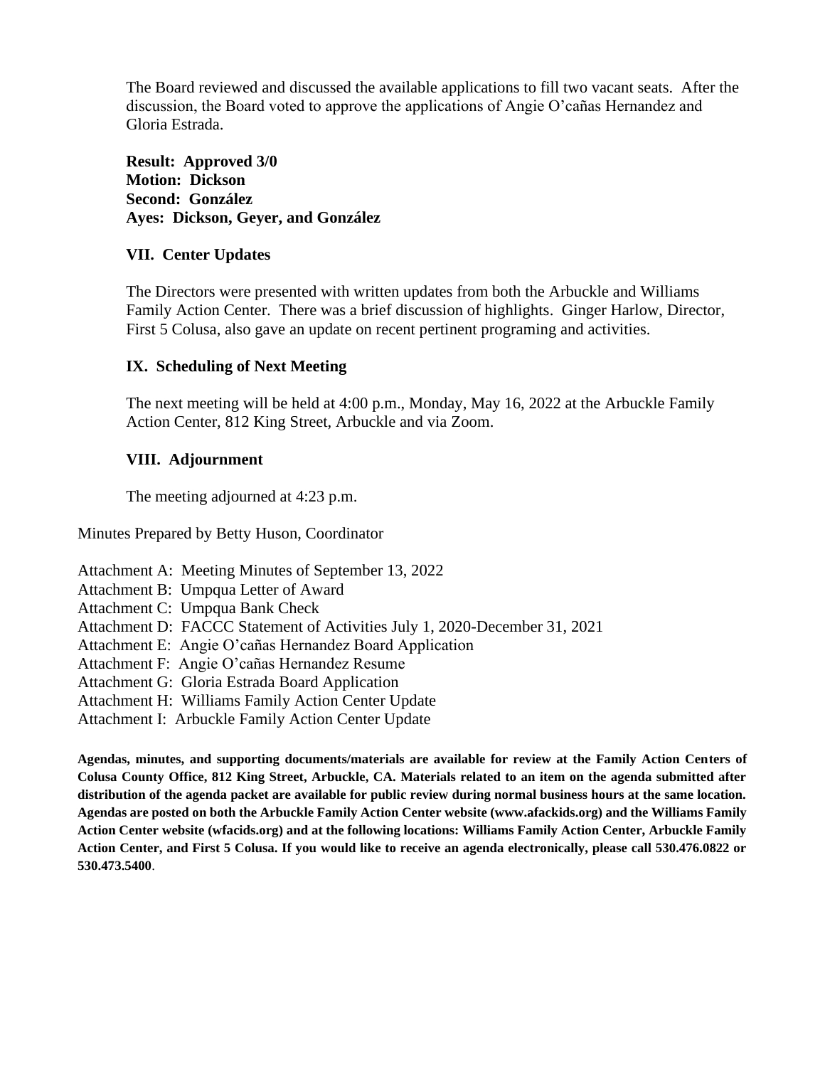The Board reviewed and discussed the available applications to fill two vacant seats. After the discussion, the Board voted to approve the applications of Angie O'cañas Hernandez and Gloria Estrada.

**Result: Approved 3/0**
**Motion: Dickson**
**Second: González**
**Ayes: Dickson, Geyer, and González**

### VII. Center Updates

The Directors were presented with written updates from both the Arbuckle and Williams Family Action Center. There was a brief discussion of highlights. Ginger Harlow, Director, First 5 Colusa, also gave an update on recent pertinent programing and activities.

### IX. Scheduling of Next Meeting

The next meeting will be held at 4:00 p.m., Monday, May 16, 2022 at the Arbuckle Family Action Center, 812 King Street, Arbuckle and via Zoom.

### VIII. Adjournment

The meeting adjourned at 4:23 p.m.

Minutes Prepared by Betty Huson, Coordinator

Attachment A: Meeting Minutes of September 13, 2022
Attachment B: Umpqua Letter of Award
Attachment C: Umpqua Bank Check
Attachment D: FACCC Statement of Activities July 1, 2020-December 31, 2021
Attachment E: Angie O'cañas Hernandez Board Application
Attachment F: Angie O'cañas Hernandez Resume
Attachment G: Gloria Estrada Board Application
Attachment H: Williams Family Action Center Update
Attachment I: Arbuckle Family Action Center Update

**Agendas, minutes, and supporting documents/materials are available for review at the Family Action Centers of Colusa County Office, 812 King Street, Arbuckle, CA. Materials related to an item on the agenda submitted after distribution of the agenda packet are available for public review during normal business hours at the same location. Agendas are posted on both the Arbuckle Family Action Center website (www.afackids.org) and the Williams Family Action Center website (wfacids.org) and at the following locations: Williams Family Action Center, Arbuckle Family Action Center, and First 5 Colusa. If you would like to receive an agenda electronically, please call 530.476.0822 or 530.473.5400**.